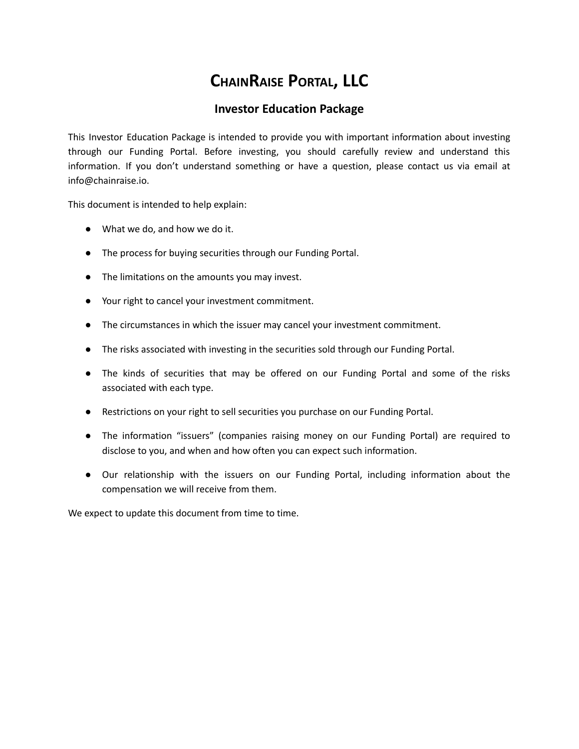# ChainRaise Portal, LLC

## Investor Education Package

This Investor Education Package is intended to provide you with important information about investing through our Funding Portal. Before investing, you should carefully review and understand this information. If you don't understand something or have a question, please contact us via email at info@chainraise.io.

This document is intended to help explain:

- What we do, and how we do it.
- The process for buying securities through our Funding Portal.
- The limitations on the amounts you may invest.
- Your right to cancel your investment commitment.
- The circumstances in which the issuer may cancel your investment commitment.
- The risks associated with investing in the securities sold through our Funding Portal.
- The kinds of securities that may be offered on our Funding Portal and some of the risks associated with each type.
- Restrictions on your right to sell securities you purchase on our Funding Portal.
- The information "issuers" (companies raising money on our Funding Portal) are required to disclose to you, and when and how often you can expect such information.
- Our relationship with the issuers on our Funding Portal, including information about the compensation we will receive from them.

We expect to update this document from time to time.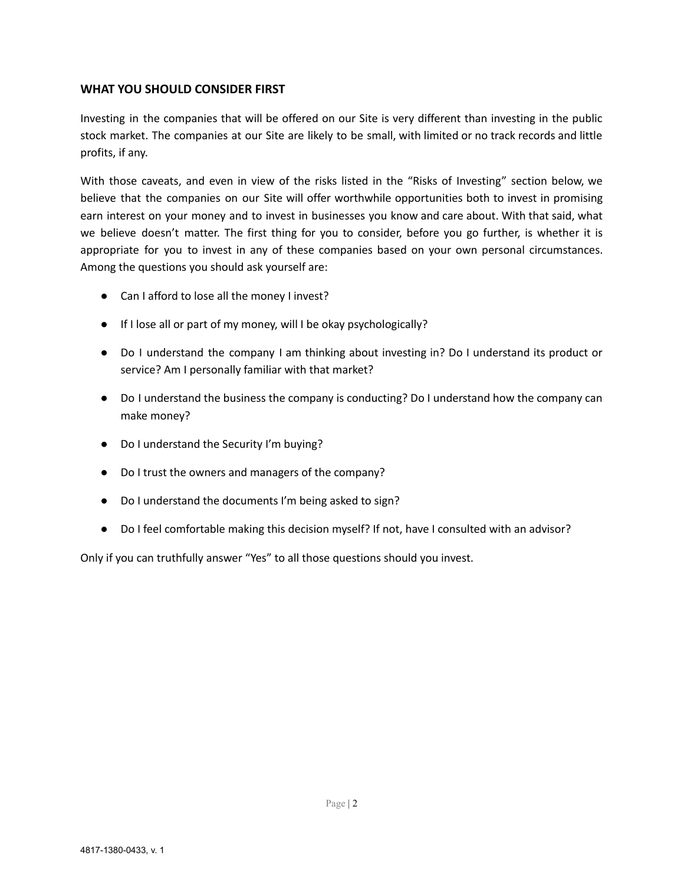## WHAT YOU SHOULD CONSIDER FIRST

Investing in the companies that will be offered on our Site is very different than investing in the public stock market. The companies at our Site are likely to be small, with limited or no track records and little profits, if any.

With those caveats, and even in view of the risks listed in the "Risks of Investing" section below, we believe that the companies on our Site will offer worthwhile opportunities both to invest in promising earn interest on your money and to invest in businesses you know and care about. With that said, what we believe doesn't matter. The first thing for you to consider, before you go further, is whether it is appropriate for you to invest in any of these companies based on your own personal circumstances. Among the questions you should ask yourself are:

- Can I afford to lose all the money I invest?
- If I lose all or part of my money, will I be okay psychologically?
- Do I understand the company I am thinking about investing in? Do I understand its product or service? Am I personally familiar with that market?
- Do I understand the business the company is conducting? Do I understand how the company can make money?
- Do I understand the Security I'm buying?
- Do I trust the owners and managers of the company?
- Do I understand the documents I'm being asked to sign?
- Do I feel comfortable making this decision myself? If not, have I consulted with an advisor?

Only if you can truthfully answer "Yes" to all those questions should you invest.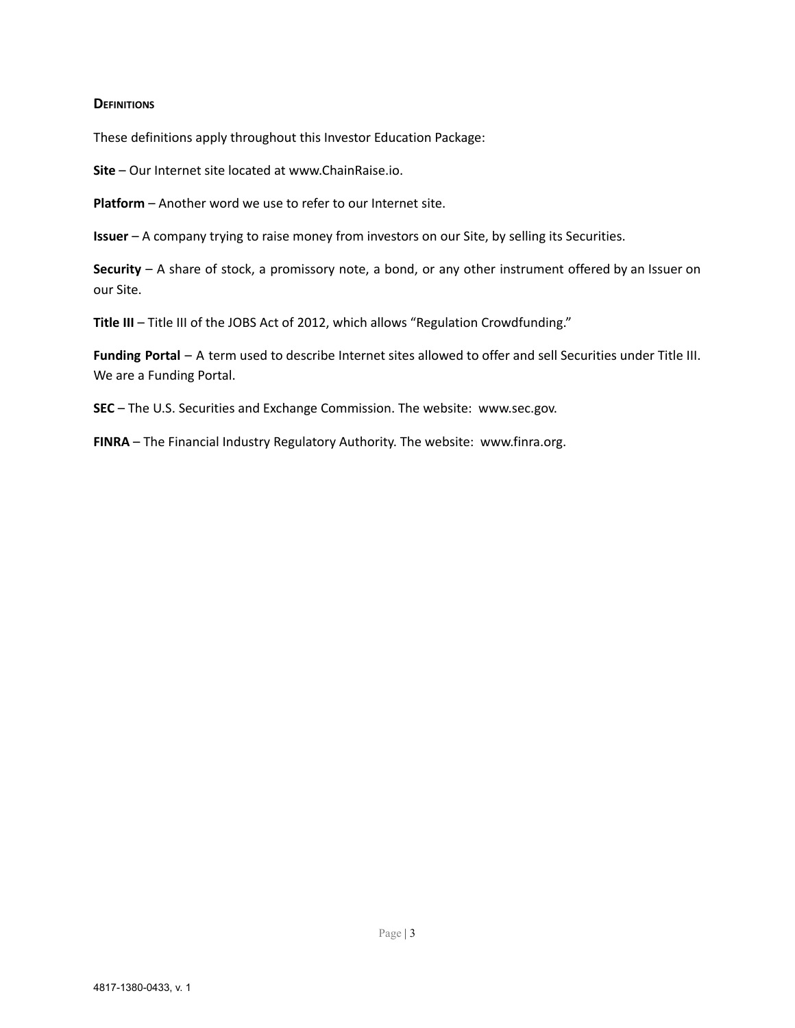## Definitions

These definitions apply throughout this Investor Education Package:

**Site** – Our Internet site located at www.ChainRaise.io.

**Platform** – Another word we use to refer to our Internet site.

**Issuer** – A company trying to raise money from investors on our Site, by selling its Securities.

**Security** – A share of stock, a promissory note, a bond, or any other instrument offered by an Issuer on our Site.

**Title III** – Title III of the JOBS Act of 2012, which allows "Regulation Crowdfunding."

**Funding Portal** – A term used to describe Internet sites allowed to offer and sell Securities under Title III. We are a Funding Portal.

**SEC** – The U.S. Securities and Exchange Commission. The website: www.sec.gov.

**FINRA** – The Financial Industry Regulatory Authority. The website: www.finra.org.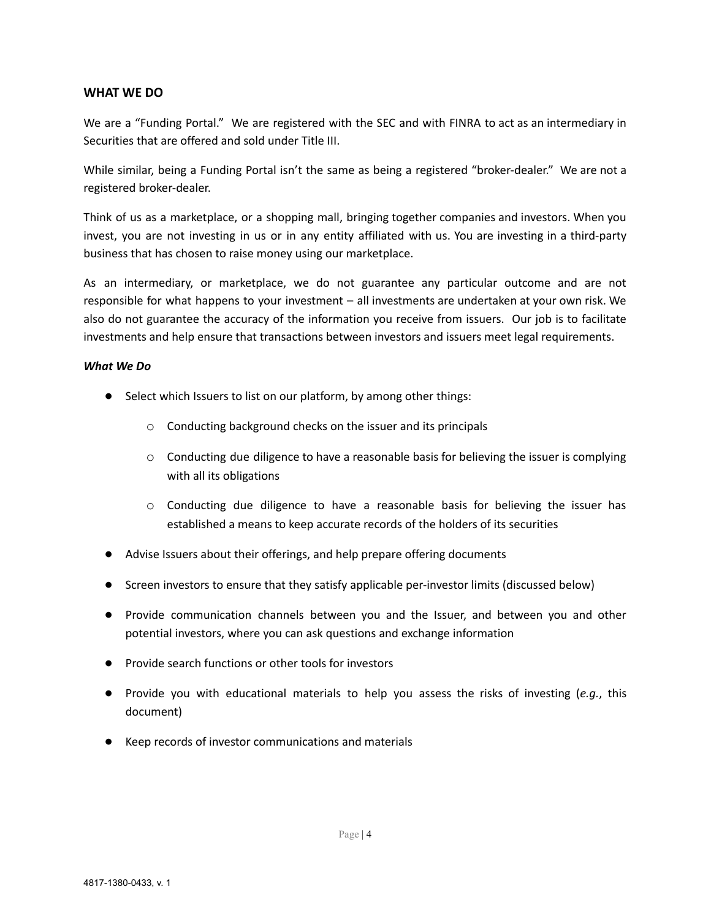## WHAT WE DO

We are a "Funding Portal." We are registered with the SEC and with FINRA to act as an intermediary in Securities that are offered and sold under Title III.

While similar, being a Funding Portal isn't the same as being a registered "broker-dealer." We are not a registered broker-dealer.

Think of us as a marketplace, or a shopping mall, bringing together companies and investors. When you invest, you are not investing in us or in any entity affiliated with us. You are investing in a third-party business that has chosen to raise money using our marketplace.

As an intermediary, or marketplace, we do not guarantee any particular outcome and are not responsible for what happens to your investment – all investments are undertaken at your own risk. We also do not guarantee the accuracy of the information you receive from issuers. Our job is to facilitate investments and help ensure that transactions between investors and issuers meet legal requirements.

***What We Do***

- Select which Issuers to list on our platform, by among other things:
  - Conducting background checks on the issuer and its principals
  - Conducting due diligence to have a reasonable basis for believing the issuer is complying with all its obligations
  - Conducting due diligence to have a reasonable basis for believing the issuer has established a means to keep accurate records of the holders of its securities
- Advise Issuers about their offerings, and help prepare offering documents
- Screen investors to ensure that they satisfy applicable per-investor limits (discussed below)
- Provide communication channels between you and the Issuer, and between you and other potential investors, where you can ask questions and exchange information
- Provide search functions or other tools for investors
- Provide you with educational materials to help you assess the risks of investing (*e.g.*, this document)
- Keep records of investor communications and materials

4817-1380-0433, v. 1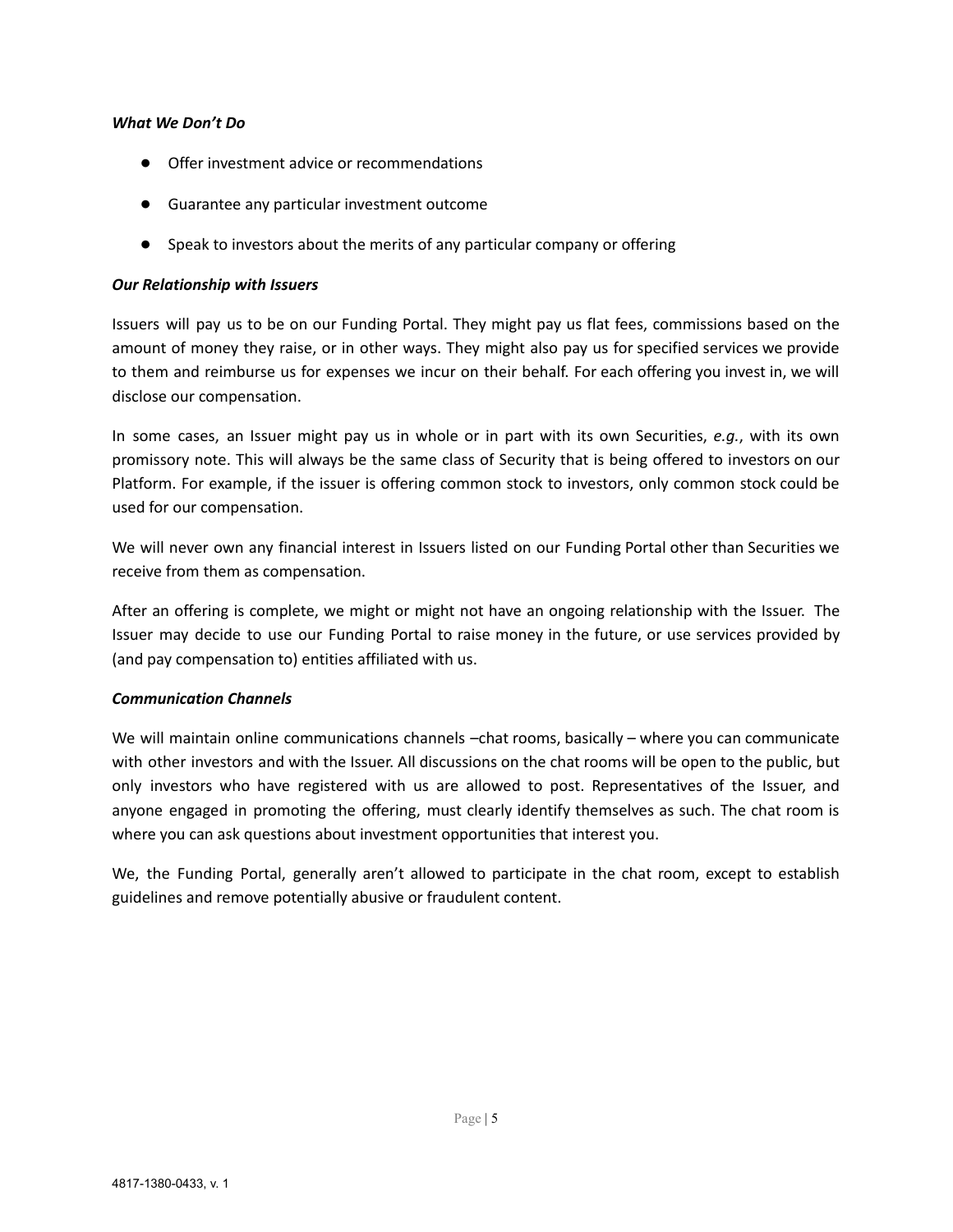***What We Don't Do***

- Offer investment advice or recommendations
- Guarantee any particular investment outcome
- Speak to investors about the merits of any particular company or offering

***Our Relationship with Issuers***

Issuers will pay us to be on our Funding Portal. They might pay us flat fees, commissions based on the amount of money they raise, or in other ways. They might also pay us for specified services we provide to them and reimburse us for expenses we incur on their behalf. For each offering you invest in, we will disclose our compensation.

In some cases, an Issuer might pay us in whole or in part with its own Securities, *e.g.*, with its own promissory note. This will always be the same class of Security that is being offered to investors on our Platform. For example, if the issuer is offering common stock to investors, only common stock could be used for our compensation.

We will never own any financial interest in Issuers listed on our Funding Portal other than Securities we receive from them as compensation.

After an offering is complete, we might or might not have an ongoing relationship with the Issuer. The Issuer may decide to use our Funding Portal to raise money in the future, or use services provided by (and pay compensation to) entities affiliated with us.

***Communication Channels***

We will maintain online communications channels –chat rooms, basically – where you can communicate with other investors and with the Issuer. All discussions on the chat rooms will be open to the public, but only investors who have registered with us are allowed to post. Representatives of the Issuer, and anyone engaged in promoting the offering, must clearly identify themselves as such. The chat room is where you can ask questions about investment opportunities that interest you.

We, the Funding Portal, generally aren't allowed to participate in the chat room, except to establish guidelines and remove potentially abusive or fraudulent content.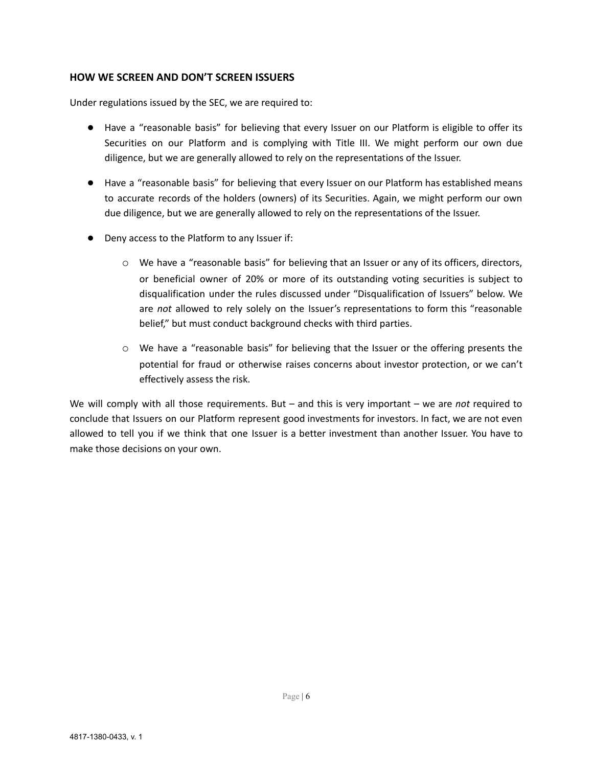### HOW WE SCREEN AND DON'T SCREEN ISSUERS

Under regulations issued by the SEC, we are required to:

- Have a "reasonable basis" for believing that every Issuer on our Platform is eligible to offer its Securities on our Platform and is complying with Title III. We might perform our own due diligence, but we are generally allowed to rely on the representations of the Issuer.
- Have a "reasonable basis" for believing that every Issuer on our Platform has established means to accurate records of the holders (owners) of its Securities. Again, we might perform our own due diligence, but we are generally allowed to rely on the representations of the Issuer.
- Deny access to the Platform to any Issuer if:
  - We have a "reasonable basis" for believing that an Issuer or any of its officers, directors, or beneficial owner of 20% or more of its outstanding voting securities is subject to disqualification under the rules discussed under "Disqualification of Issuers" below. We are *not* allowed to rely solely on the Issuer's representations to form this "reasonable belief," but must conduct background checks with third parties.
  - We have a "reasonable basis" for believing that the Issuer or the offering presents the potential for fraud or otherwise raises concerns about investor protection, or we can't effectively assess the risk.

We will comply with all those requirements. But – and this is very important – we are *not* required to conclude that Issuers on our Platform represent good investments for investors. In fact, we are not even allowed to tell you if we think that one Issuer is a better investment than another Issuer. You have to make those decisions on your own.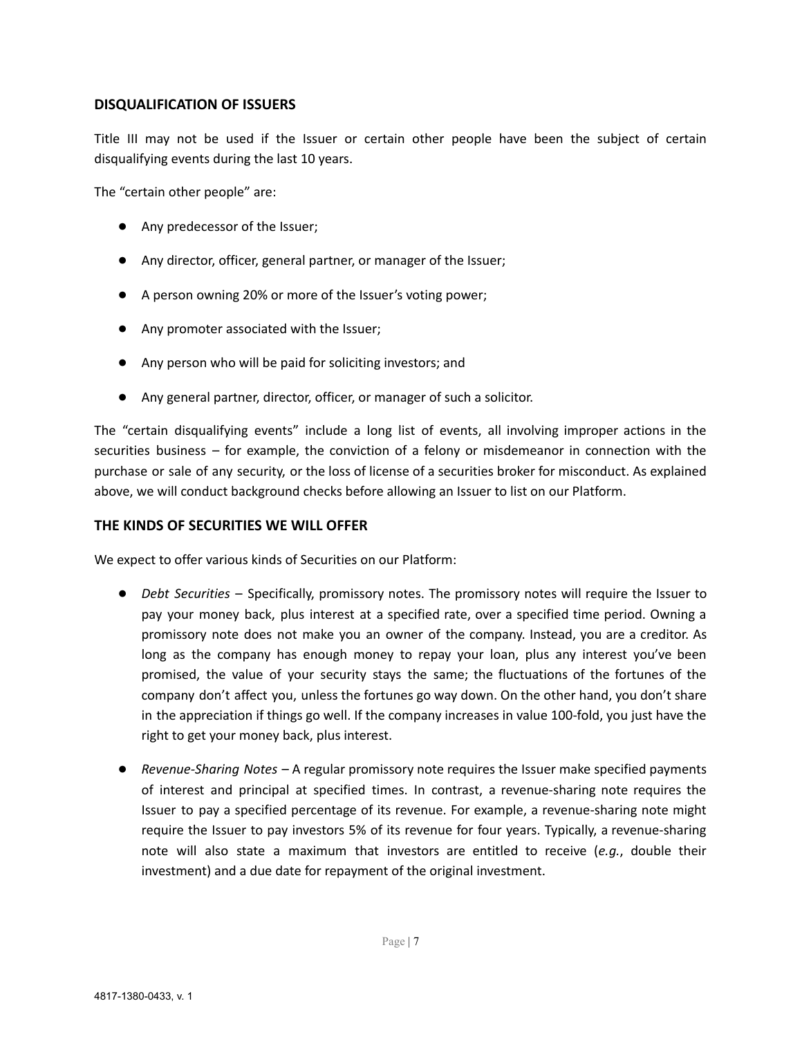## DISQUALIFICATION OF ISSUERS

Title III may not be used if the Issuer or certain other people have been the subject of certain disqualifying events during the last 10 years.

The "certain other people" are:

- Any predecessor of the Issuer;
- Any director, officer, general partner, or manager of the Issuer;
- A person owning 20% or more of the Issuer's voting power;
- Any promoter associated with the Issuer;
- Any person who will be paid for soliciting investors; and
- Any general partner, director, officer, or manager of such a solicitor.

The "certain disqualifying events" include a long list of events, all involving improper actions in the securities business – for example, the conviction of a felony or misdemeanor in connection with the purchase or sale of any security, or the loss of license of a securities broker for misconduct. As explained above, we will conduct background checks before allowing an Issuer to list on our Platform.

## THE KINDS OF SECURITIES WE WILL OFFER

We expect to offer various kinds of Securities on our Platform:

- *Debt Securities* – Specifically, promissory notes. The promissory notes will require the Issuer to pay your money back, plus interest at a specified rate, over a specified time period. Owning a promissory note does not make you an owner of the company. Instead, you are a creditor. As long as the company has enough money to repay your loan, plus any interest you've been promised, the value of your security stays the same; the fluctuations of the fortunes of the company don't affect you, unless the fortunes go way down. On the other hand, you don't share in the appreciation if things go well. If the company increases in value 100-fold, you just have the right to get your money back, plus interest.

- *Revenue-Sharing Notes* – A regular promissory note requires the Issuer make specified payments of interest and principal at specified times. In contrast, a revenue-sharing note requires the Issuer to pay a specified percentage of its revenue. For example, a revenue-sharing note might require the Issuer to pay investors 5% of its revenue for four years. Typically, a revenue-sharing note will also state a maximum that investors are entitled to receive (*e.g.*, double their investment) and a due date for repayment of the original investment.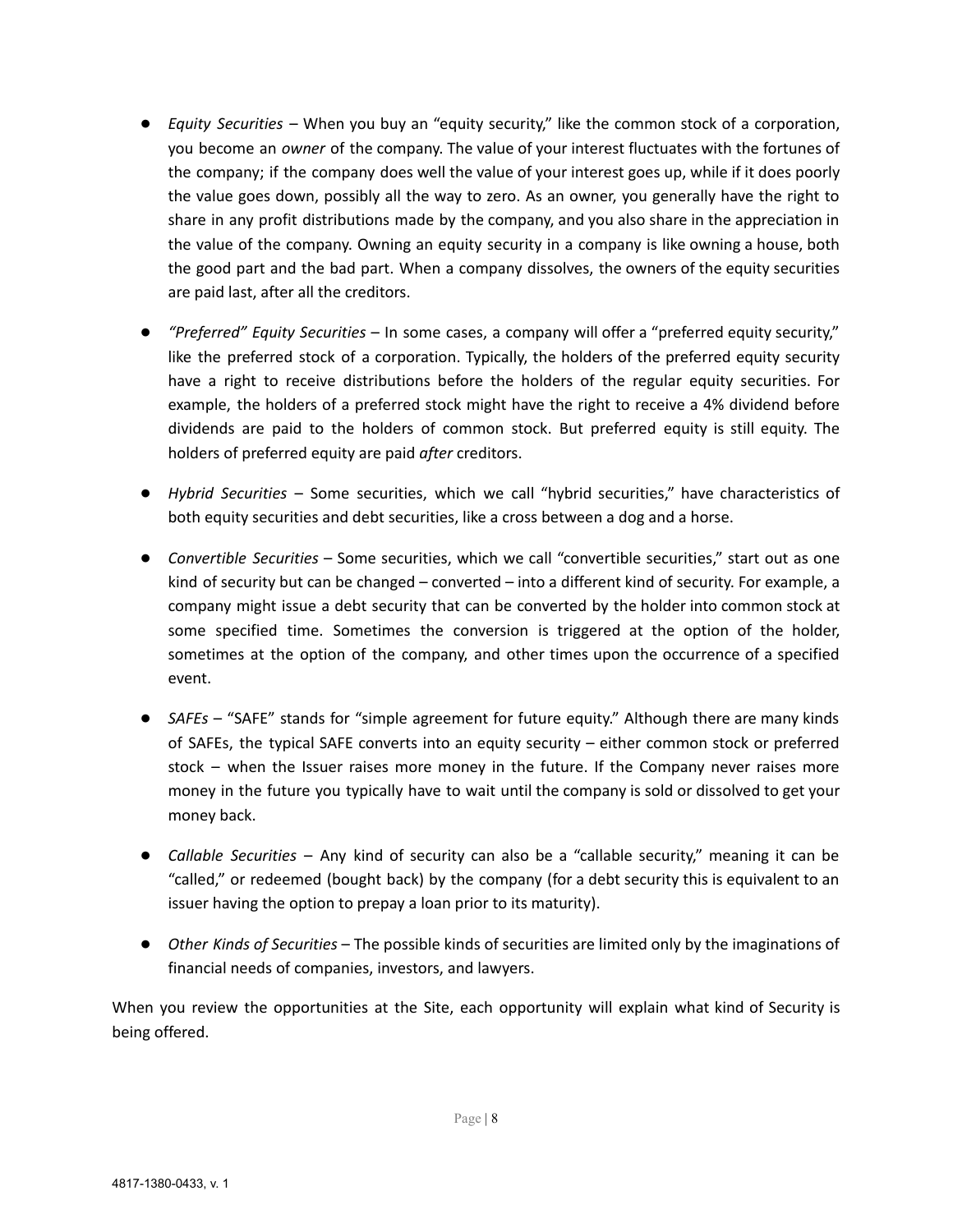- *Equity Securities* – When you buy an "equity security," like the common stock of a corporation, you become an *owner* of the company. The value of your interest fluctuates with the fortunes of the company; if the company does well the value of your interest goes up, while if it does poorly the value goes down, possibly all the way to zero. As an owner, you generally have the right to share in any profit distributions made by the company, and you also share in the appreciation in the value of the company. Owning an equity security in a company is like owning a house, both the good part and the bad part. When a company dissolves, the owners of the equity securities are paid last, after all the creditors.

- *"Preferred" Equity Securities* – In some cases, a company will offer a "preferred equity security," like the preferred stock of a corporation. Typically, the holders of the preferred equity security have a right to receive distributions before the holders of the regular equity securities. For example, the holders of a preferred stock might have the right to receive a 4% dividend before dividends are paid to the holders of common stock. But preferred equity is still equity. The holders of preferred equity are paid *after* creditors.

- *Hybrid Securities* – Some securities, which we call "hybrid securities," have characteristics of both equity securities and debt securities, like a cross between a dog and a horse.

- *Convertible Securities* – Some securities, which we call "convertible securities," start out as one kind of security but can be changed – converted – into a different kind of security. For example, a company might issue a debt security that can be converted by the holder into common stock at some specified time. Sometimes the conversion is triggered at the option of the holder, sometimes at the option of the company, and other times upon the occurrence of a specified event.

- *SAFEs* – "SAFE" stands for "simple agreement for future equity." Although there are many kinds of SAFEs, the typical SAFE converts into an equity security – either common stock or preferred stock – when the Issuer raises more money in the future. If the Company never raises more money in the future you typically have to wait until the company is sold or dissolved to get your money back.

- *Callable Securities* – Any kind of security can also be a "callable security," meaning it can be "called," or redeemed (bought back) by the company (for a debt security this is equivalent to an issuer having the option to prepay a loan prior to its maturity).

- *Other Kinds of Securities* – The possible kinds of securities are limited only by the imaginations of financial needs of companies, investors, and lawyers.

When you review the opportunities at the Site, each opportunity will explain what kind of Security is being offered.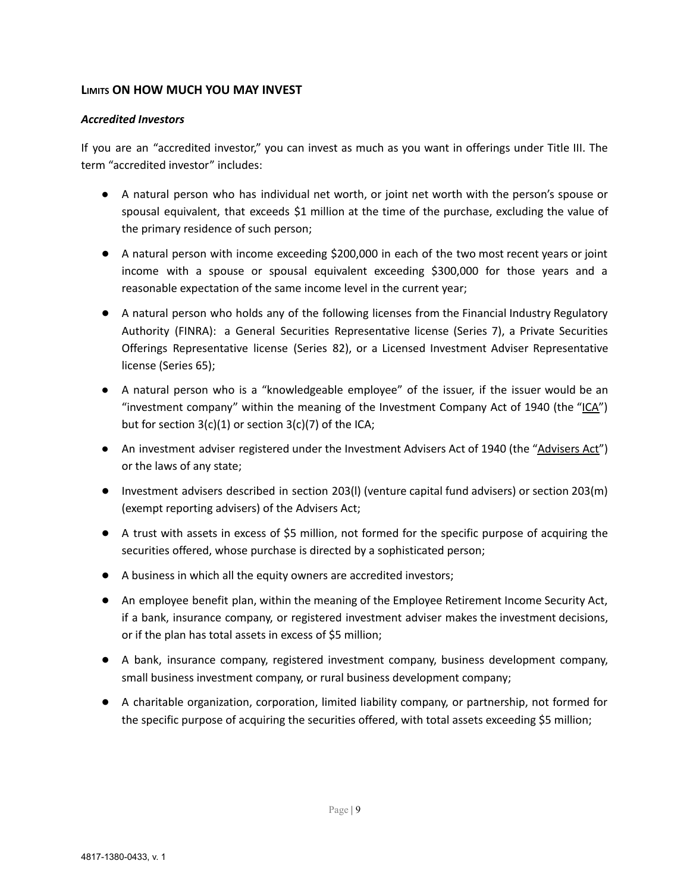## LIMITS ON HOW MUCH YOU MAY INVEST

### *Accredited Investors*

If you are an "accredited investor," you can invest as much as you want in offerings under Title III. The term "accredited investor" includes:

- A natural person who has individual net worth, or joint net worth with the person's spouse or spousal equivalent, that exceeds $1 million at the time of the purchase, excluding the value of the primary residence of such person;
- A natural person with income exceeding $200,000 in each of the two most recent years or joint income with a spouse or spousal equivalent exceeding $300,000 for those years and a reasonable expectation of the same income level in the current year;
- A natural person who holds any of the following licenses from the Financial Industry Regulatory Authority (FINRA): a General Securities Representative license (Series 7), a Private Securities Offerings Representative license (Series 82), or a Licensed Investment Adviser Representative license (Series 65);
- A natural person who is a "knowledgeable employee" of the issuer, if the issuer would be an "investment company" within the meaning of the Investment Company Act of 1940 (the "ICA") but for section 3(c)(1) or section 3(c)(7) of the ICA;
- An investment adviser registered under the Investment Advisers Act of 1940 (the "Advisers Act") or the laws of any state;
- Investment advisers described in section 203(l) (venture capital fund advisers) or section 203(m) (exempt reporting advisers) of the Advisers Act;
- A trust with assets in excess of $5 million, not formed for the specific purpose of acquiring the securities offered, whose purchase is directed by a sophisticated person;
- A business in which all the equity owners are accredited investors;
- An employee benefit plan, within the meaning of the Employee Retirement Income Security Act, if a bank, insurance company, or registered investment adviser makes the investment decisions, or if the plan has total assets in excess of $5 million;
- A bank, insurance company, registered investment company, business development company, small business investment company, or rural business development company;
- A charitable organization, corporation, limited liability company, or partnership, not formed for the specific purpose of acquiring the securities offered, with total assets exceeding $5 million;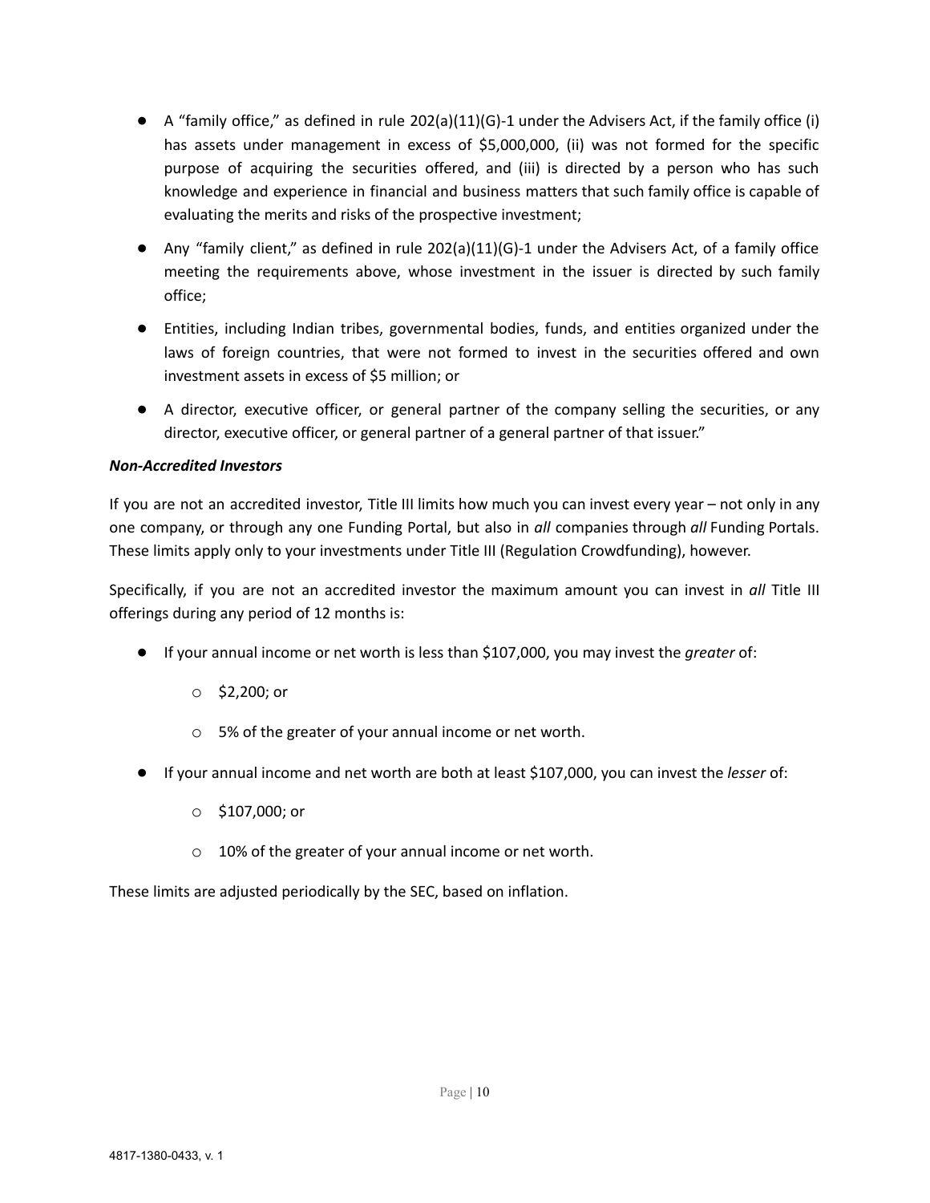- A "family office," as defined in rule 202(a)(11)(G)-1 under the Advisers Act, if the family office (i) has assets under management in excess of $5,000,000, (ii) was not formed for the specific purpose of acquiring the securities offered, and (iii) is directed by a person who has such knowledge and experience in financial and business matters that such family office is capable of evaluating the merits and risks of the prospective investment;
- Any "family client," as defined in rule 202(a)(11)(G)-1 under the Advisers Act, of a family office meeting the requirements above, whose investment in the issuer is directed by such family office;
- Entities, including Indian tribes, governmental bodies, funds, and entities organized under the laws of foreign countries, that were not formed to invest in the securities offered and own investment assets in excess of $5 million; or
- A director, executive officer, or general partner of the company selling the securities, or any director, executive officer, or general partner of a general partner of that issuer."

***Non-Accredited Investors***

If you are not an accredited investor, Title III limits how much you can invest every year – not only in any one company, or through any one Funding Portal, but also in *all* companies through *all* Funding Portals. These limits apply only to your investments under Title III (Regulation Crowdfunding), however.

Specifically, if you are not an accredited investor the maximum amount you can invest in *all* Title III offerings during any period of 12 months is:

- If your annual income or net worth is less than $107,000, you may invest the *greater* of:
  - $2,200; or
  - 5% of the greater of your annual income or net worth.
- If your annual income and net worth are both at least $107,000, you can invest the *lesser* of:
  - $107,000; or
  - 10% of the greater of your annual income or net worth.

These limits are adjusted periodically by the SEC, based on inflation.

4817-1380-0433, v. 1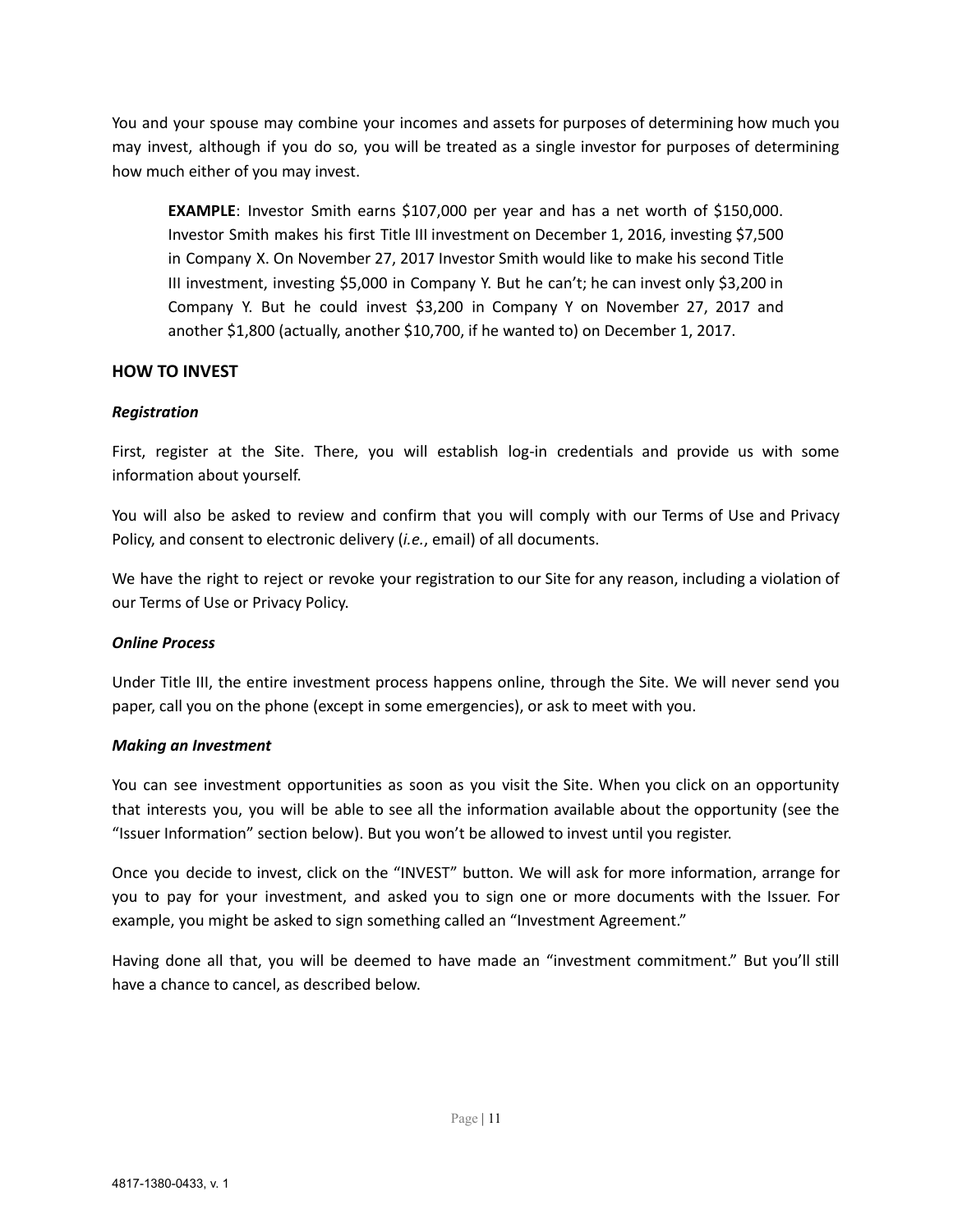You and your spouse may combine your incomes and assets for purposes of determining how much you may invest, although if you do so, you will be treated as a single investor for purposes of determining how much either of you may invest.

> **EXAMPLE**: Investor Smith earns $107,000 per year and has a net worth of $150,000. Investor Smith makes his first Title III investment on December 1, 2016, investing $7,500 in Company X. On November 27, 2017 Investor Smith would like to make his second Title III investment, investing $5,000 in Company Y. But he can't; he can invest only $3,200 in Company Y. But he could invest $3,200 in Company Y on November 27, 2017 and another $1,800 (actually, another $10,700, if he wanted to) on December 1, 2017.

## HOW TO INVEST

### *Registration*

First, register at the Site. There, you will establish log-in credentials and provide us with some information about yourself.

You will also be asked to review and confirm that you will comply with our Terms of Use and Privacy Policy, and consent to electronic delivery (*i.e.*, email) of all documents.

We have the right to reject or revoke your registration to our Site for any reason, including a violation of our Terms of Use or Privacy Policy.

### *Online Process*

Under Title III, the entire investment process happens online, through the Site. We will never send you paper, call you on the phone (except in some emergencies), or ask to meet with you.

### *Making an Investment*

You can see investment opportunities as soon as you visit the Site. When you click on an opportunity that interests you, you will be able to see all the information available about the opportunity (see the "Issuer Information" section below). But you won't be allowed to invest until you register.

Once you decide to invest, click on the "INVEST" button. We will ask for more information, arrange for you to pay for your investment, and asked you to sign one or more documents with the Issuer. For example, you might be asked to sign something called an "Investment Agreement."

Having done all that, you will be deemed to have made an "investment commitment." But you'll still have a chance to cancel, as described below.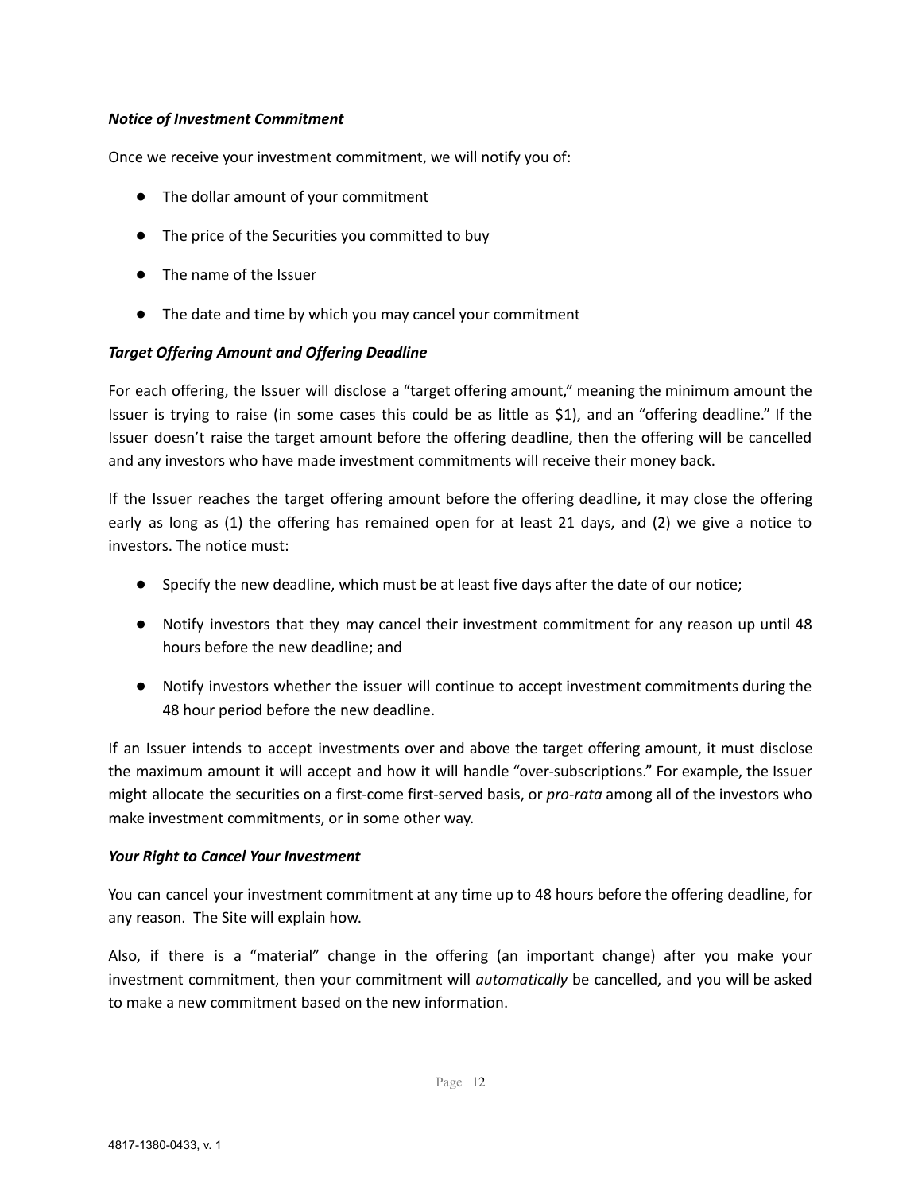***Notice of Investment Commitment***

Once we receive your investment commitment, we will notify you of:

- The dollar amount of your commitment
- The price of the Securities you committed to buy
- The name of the Issuer
- The date and time by which you may cancel your commitment

***Target Offering Amount and Offering Deadline***

For each offering, the Issuer will disclose a "target offering amount," meaning the minimum amount the Issuer is trying to raise (in some cases this could be as little as $1), and an "offering deadline." If the Issuer doesn't raise the target amount before the offering deadline, then the offering will be cancelled and any investors who have made investment commitments will receive their money back.

If the Issuer reaches the target offering amount before the offering deadline, it may close the offering early as long as (1) the offering has remained open for at least 21 days, and (2) we give a notice to investors. The notice must:

- Specify the new deadline, which must be at least five days after the date of our notice;
- Notify investors that they may cancel their investment commitment for any reason up until 48 hours before the new deadline; and
- Notify investors whether the issuer will continue to accept investment commitments during the 48 hour period before the new deadline.

If an Issuer intends to accept investments over and above the target offering amount, it must disclose the maximum amount it will accept and how it will handle "over-subscriptions." For example, the Issuer might allocate the securities on a first-come first-served basis, or *pro-rata* among all of the investors who make investment commitments, or in some other way.

***Your Right to Cancel Your Investment***

You can cancel your investment commitment at any time up to 48 hours before the offering deadline, for any reason. The Site will explain how.

Also, if there is a "material" change in the offering (an important change) after you make your investment commitment, then your commitment will *automatically* be cancelled, and you will be asked to make a new commitment based on the new information.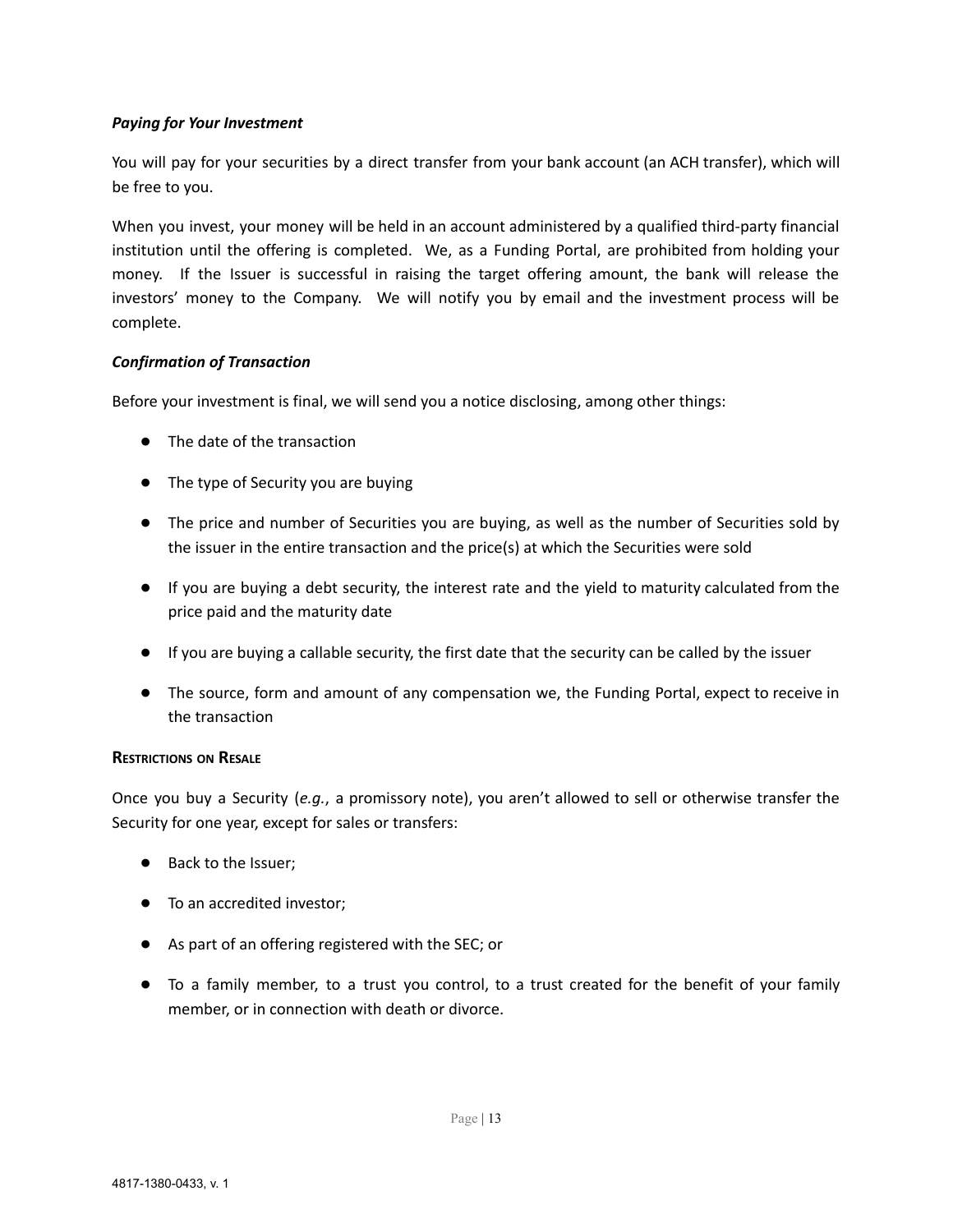***Paying for Your Investment***

You will pay for your securities by a direct transfer from your bank account (an ACH transfer), which will be free to you.

When you invest, your money will be held in an account administered by a qualified third-party financial institution until the offering is completed. We, as a Funding Portal, are prohibited from holding your money. If the Issuer is successful in raising the target offering amount, the bank will release the investors' money to the Company. We will notify you by email and the investment process will be complete.

***Confirmation of Transaction***

Before your investment is final, we will send you a notice disclosing, among other things:

- The date of the transaction
- The type of Security you are buying
- The price and number of Securities you are buying, as well as the number of Securities sold by the issuer in the entire transaction and the price(s) at which the Securities were sold
- If you are buying a debt security, the interest rate and the yield to maturity calculated from the price paid and the maturity date
- If you are buying a callable security, the first date that the security can be called by the issuer
- The source, form and amount of any compensation we, the Funding Portal, expect to receive in the transaction

**RESTRICTIONS ON RESALE**

Once you buy a Security (*e.g.*, a promissory note), you aren't allowed to sell or otherwise transfer the Security for one year, except for sales or transfers:

- Back to the Issuer;
- To an accredited investor;
- As part of an offering registered with the SEC; or
- To a family member, to a trust you control, to a trust created for the benefit of your family member, or in connection with death or divorce.

4817-1380-0433, v. 1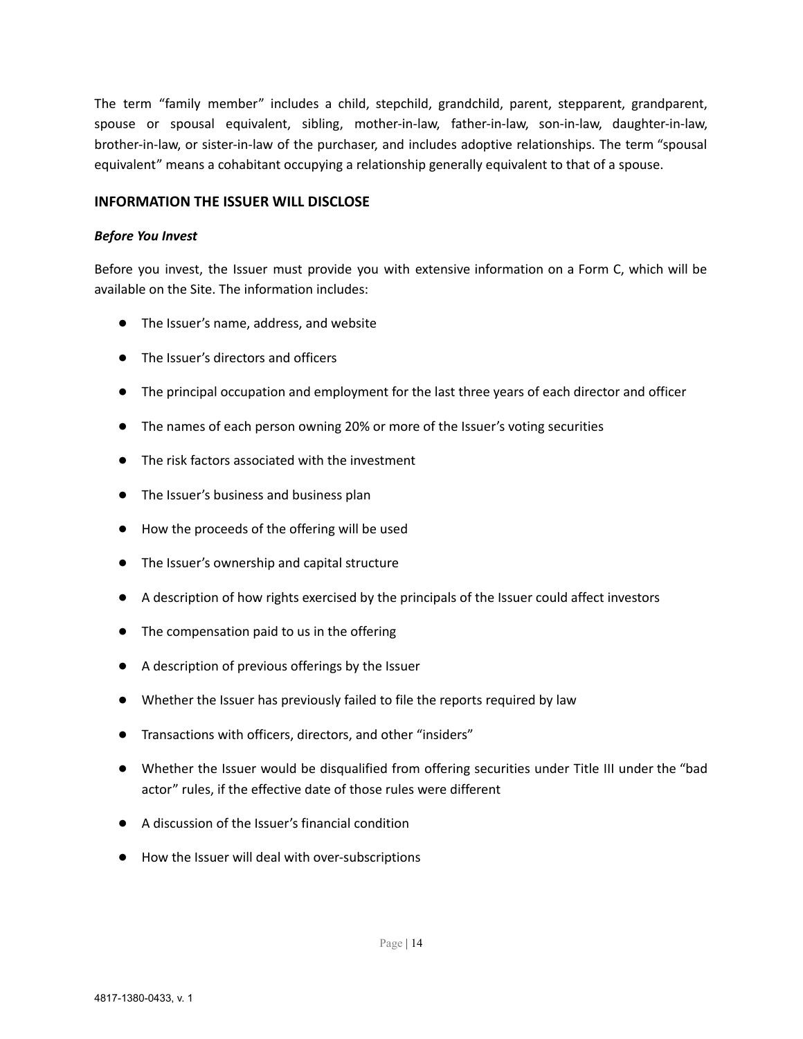The term “family member” includes a child, stepchild, grandchild, parent, stepparent, grandparent, spouse or spousal equivalent, sibling, mother-in-law, father-in-law, son-in-law, daughter-in-law, brother-in-law, or sister-in-law of the purchaser, and includes adoptive relationships. The term “spousal equivalent” means a cohabitant occupying a relationship generally equivalent to that of a spouse.

## INFORMATION THE ISSUER WILL DISCLOSE

***Before You Invest***

Before you invest, the Issuer must provide you with extensive information on a Form C, which will be available on the Site. The information includes:

- The Issuer’s name, address, and website
- The Issuer’s directors and officers
- The principal occupation and employment for the last three years of each director and officer
- The names of each person owning 20% or more of the Issuer’s voting securities
- The risk factors associated with the investment
- The Issuer’s business and business plan
- How the proceeds of the offering will be used
- The Issuer’s ownership and capital structure
- A description of how rights exercised by the principals of the Issuer could affect investors
- The compensation paid to us in the offering
- A description of previous offerings by the Issuer
- Whether the Issuer has previously failed to file the reports required by law
- Transactions with officers, directors, and other “insiders”
- Whether the Issuer would be disqualified from offering securities under Title III under the “bad actor” rules, if the effective date of those rules were different
- A discussion of the Issuer’s financial condition
- How the Issuer will deal with over-subscriptions

4817-1380-0433, v. 1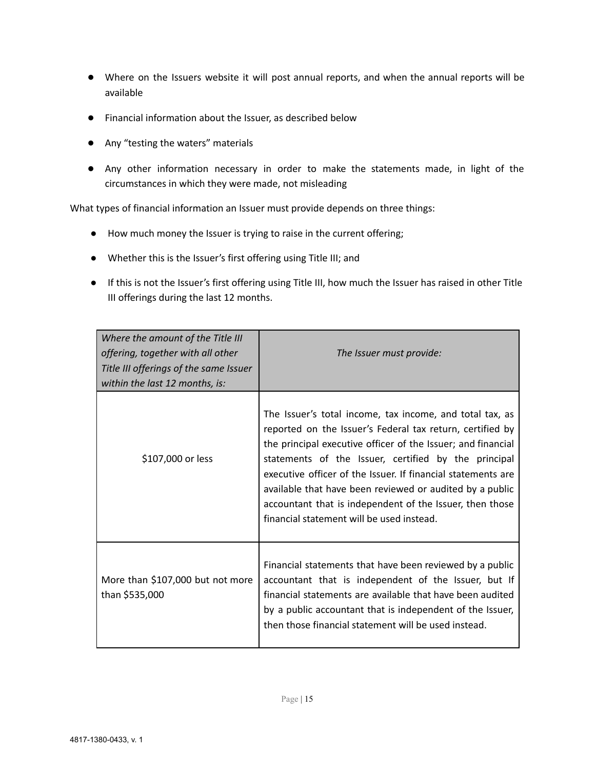- Where on the Issuers website it will post annual reports, and when the annual reports will be available
- Financial information about the Issuer, as described below
- Any "testing the waters" materials
- Any other information necessary in order to make the statements made, in light of the circumstances in which they were made, not misleading

What types of financial information an Issuer must provide depends on three things:

- How much money the Issuer is trying to raise in the current offering;
- Whether this is the Issuer's first offering using Title III; and
- If this is not the Issuer's first offering using Title III, how much the Issuer has raised in other Title III offerings during the last 12 months.

| *Where the amount of the Title III offering, together with all other Title III offerings of the same Issuer within the last 12 months, is:* | *The Issuer must provide:* |
|---|---|
| $107,000 or less | The Issuer's total income, tax income, and total tax, as reported on the Issuer's Federal tax return, certified by the principal executive officer of the Issuer; and financial statements of the Issuer, certified by the principal executive officer of the Issuer. If financial statements are available that have been reviewed or audited by a public accountant that is independent of the Issuer, then those financial statement will be used instead. |
| More than $107,000 but not more than $535,000 | Financial statements that have been reviewed by a public accountant that is independent of the Issuer, but If financial statements are available that have been audited by a public accountant that is independent of the Issuer, then those financial statement will be used instead. |

4817-1380-0433, v. 1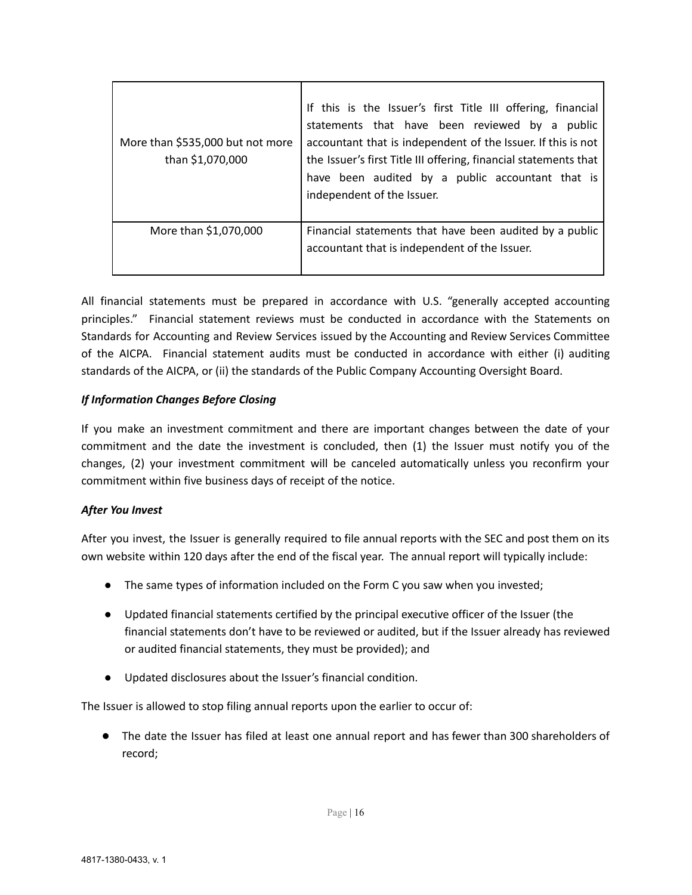| | |
|---|---|
| More than \$535,000 but not more than \$1,070,000 | If this is the Issuer's first Title III offering, financial statements that have been reviewed by a public accountant that is independent of the Issuer. If this is not the Issuer's first Title III offering, financial statements that have been audited by a public accountant that is independent of the Issuer. |
| More than \$1,070,000 | Financial statements that have been audited by a public accountant that is independent of the Issuer. |

All financial statements must be prepared in accordance with U.S. "generally accepted accounting principles." Financial statement reviews must be conducted in accordance with the Statements on Standards for Accounting and Review Services issued by the Accounting and Review Services Committee of the AICPA. Financial statement audits must be conducted in accordance with either (i) auditing standards of the AICPA, or (ii) the standards of the Public Company Accounting Oversight Board.

***If Information Changes Before Closing***

If you make an investment commitment and there are important changes between the date of your commitment and the date the investment is concluded, then (1) the Issuer must notify you of the changes, (2) your investment commitment will be canceled automatically unless you reconfirm your commitment within five business days of receipt of the notice.

***After You Invest***

After you invest, the Issuer is generally required to file annual reports with the SEC and post them on its own website within 120 days after the end of the fiscal year. The annual report will typically include:

- The same types of information included on the Form C you saw when you invested;
- Updated financial statements certified by the principal executive officer of the Issuer (the financial statements don't have to be reviewed or audited, but if the Issuer already has reviewed or audited financial statements, they must be provided); and
- Updated disclosures about the Issuer's financial condition.

The Issuer is allowed to stop filing annual reports upon the earlier to occur of:

- The date the Issuer has filed at least one annual report and has fewer than 300 shareholders of record;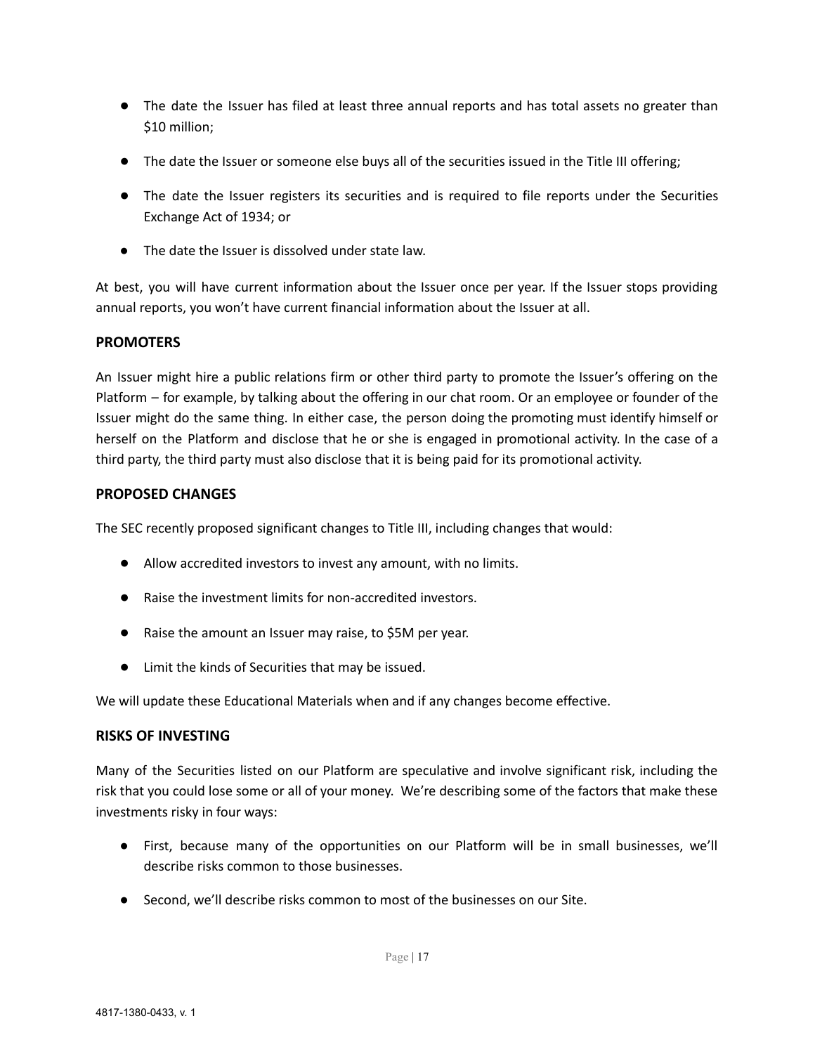- The date the Issuer has filed at least three annual reports and has total assets no greater than $10 million;

- The date the Issuer or someone else buys all of the securities issued in the Title III offering;

- The date the Issuer registers its securities and is required to file reports under the Securities Exchange Act of 1934; or

- The date the Issuer is dissolved under state law.

At best, you will have current information about the Issuer once per year. If the Issuer stops providing annual reports, you won't have current financial information about the Issuer at all.

### PROMOTERS

An Issuer might hire a public relations firm or other third party to promote the Issuer's offering on the Platform – for example, by talking about the offering in our chat room. Or an employee or founder of the Issuer might do the same thing. In either case, the person doing the promoting must identify himself or herself on the Platform and disclose that he or she is engaged in promotional activity. In the case of a third party, the third party must also disclose that it is being paid for its promotional activity.

### PROPOSED CHANGES

The SEC recently proposed significant changes to Title III, including changes that would:

- Allow accredited investors to invest any amount, with no limits.

- Raise the investment limits for non-accredited investors.

- Raise the amount an Issuer may raise, to $5M per year.

- Limit the kinds of Securities that may be issued.

We will update these Educational Materials when and if any changes become effective.

### RISKS OF INVESTING

Many of the Securities listed on our Platform are speculative and involve significant risk, including the risk that you could lose some or all of your money. We're describing some of the factors that make these investments risky in four ways:

- First, because many of the opportunities on our Platform will be in small businesses, we'll describe risks common to those businesses.

- Second, we'll describe risks common to most of the businesses on our Site.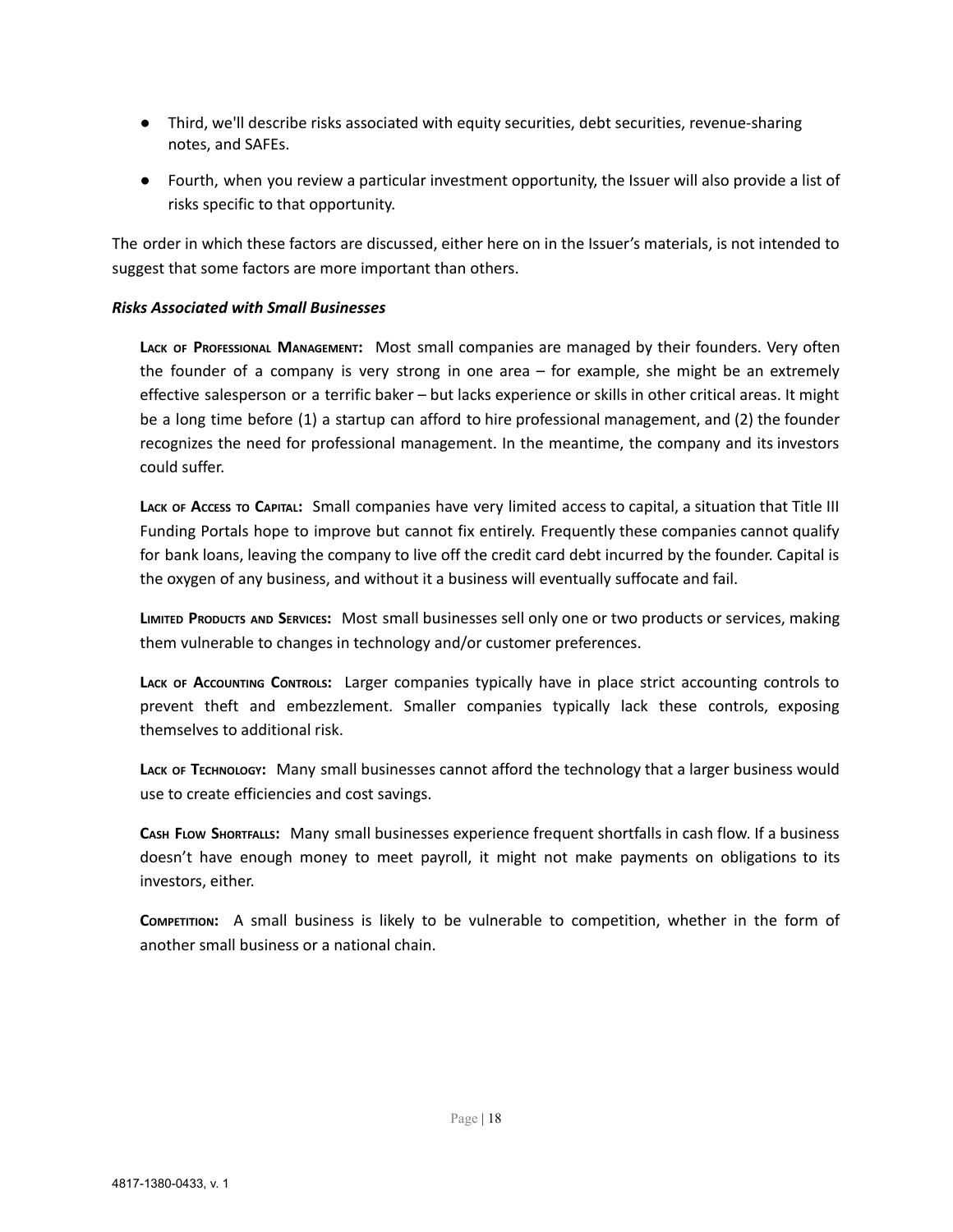- Third, we'll describe risks associated with equity securities, debt securities, revenue-sharing notes, and SAFEs.
- Fourth, when you review a particular investment opportunity, the Issuer will also provide a list of risks specific to that opportunity.

The order in which these factors are discussed, either here on in the Issuer's materials, is not intended to suggest that some factors are more important than others.

***Risks Associated with Small Businesses***

**Lack of Professional Management:** Most small companies are managed by their founders. Very often the founder of a company is very strong in one area – for example, she might be an extremely effective salesperson or a terrific baker – but lacks experience or skills in other critical areas. It might be a long time before (1) a startup can afford to hire professional management, and (2) the founder recognizes the need for professional management. In the meantime, the company and its investors could suffer.

**Lack of Access to Capital:** Small companies have very limited access to capital, a situation that Title III Funding Portals hope to improve but cannot fix entirely. Frequently these companies cannot qualify for bank loans, leaving the company to live off the credit card debt incurred by the founder. Capital is the oxygen of any business, and without it a business will eventually suffocate and fail.

**Limited Products and Services:** Most small businesses sell only one or two products or services, making them vulnerable to changes in technology and/or customer preferences.

**Lack of Accounting Controls:** Larger companies typically have in place strict accounting controls to prevent theft and embezzlement. Smaller companies typically lack these controls, exposing themselves to additional risk.

**Lack of Technology:** Many small businesses cannot afford the technology that a larger business would use to create efficiencies and cost savings.

**Cash Flow Shortfalls:** Many small businesses experience frequent shortfalls in cash flow. If a business doesn't have enough money to meet payroll, it might not make payments on obligations to its investors, either.

**Competition:** A small business is likely to be vulnerable to competition, whether in the form of another small business or a national chain.

4817-1380-0433, v. 1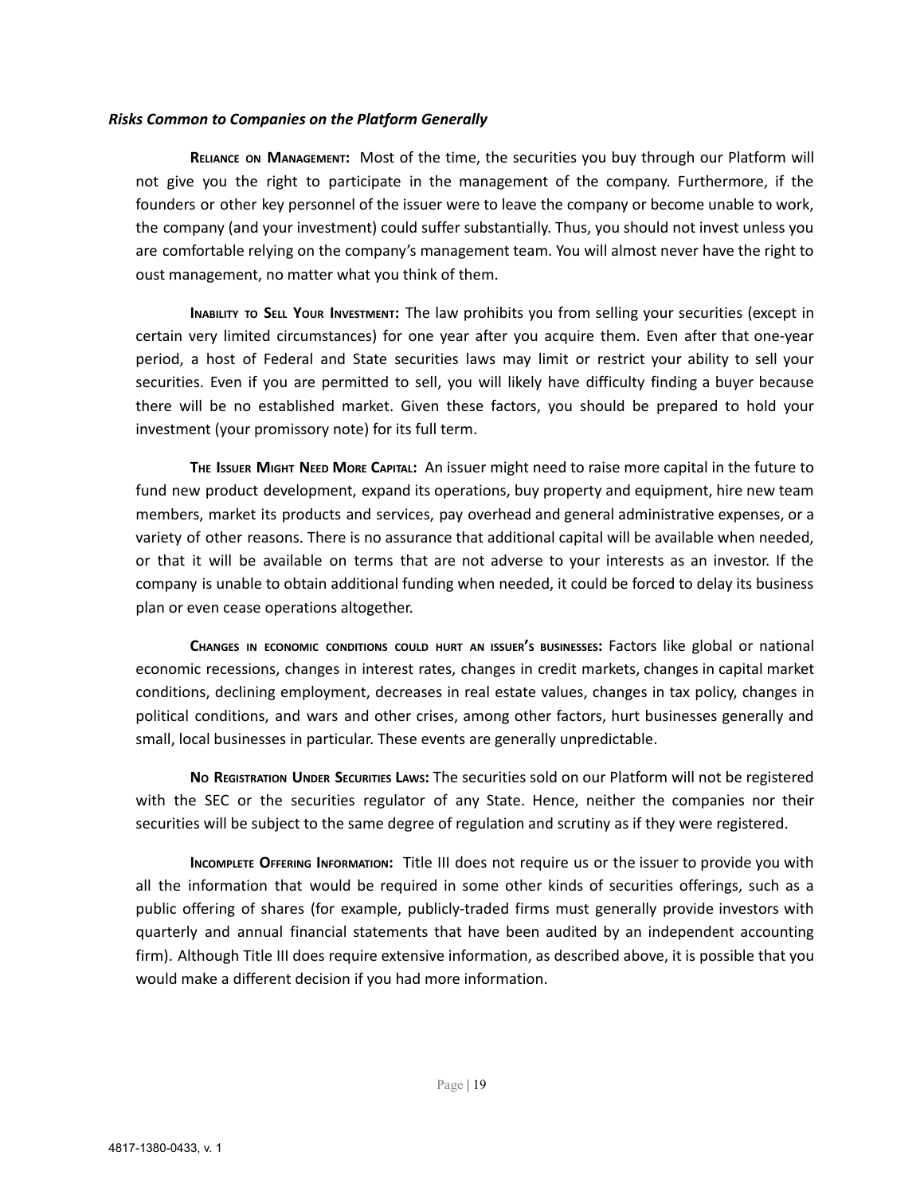***Risks Common to Companies on the Platform Generally***

**Reliance on Management:** Most of the time, the securities you buy through our Platform will not give you the right to participate in the management of the company. Furthermore, if the founders or other key personnel of the issuer were to leave the company or become unable to work, the company (and your investment) could suffer substantially. Thus, you should not invest unless you are comfortable relying on the company's management team. You will almost never have the right to oust management, no matter what you think of them.

**Inability to Sell Your Investment:** The law prohibits you from selling your securities (except in certain very limited circumstances) for one year after you acquire them. Even after that one-year period, a host of Federal and State securities laws may limit or restrict your ability to sell your securities. Even if you are permitted to sell, you will likely have difficulty finding a buyer because there will be no established market. Given these factors, you should be prepared to hold your investment (your promissory note) for its full term.

**The Issuer Might Need More Capital:** An issuer might need to raise more capital in the future to fund new product development, expand its operations, buy property and equipment, hire new team members, market its products and services, pay overhead and general administrative expenses, or a variety of other reasons. There is no assurance that additional capital will be available when needed, or that it will be available on terms that are not adverse to your interests as an investor. If the company is unable to obtain additional funding when needed, it could be forced to delay its business plan or even cease operations altogether.

**Changes in economic conditions could hurt an issuer's businesses:** Factors like global or national economic recessions, changes in interest rates, changes in credit markets, changes in capital market conditions, declining employment, decreases in real estate values, changes in tax policy, changes in political conditions, and wars and other crises, among other factors, hurt businesses generally and small, local businesses in particular. These events are generally unpredictable.

**No Registration Under Securities Laws:** The securities sold on our Platform will not be registered with the SEC or the securities regulator of any State. Hence, neither the companies nor their securities will be subject to the same degree of regulation and scrutiny as if they were registered.

**Incomplete Offering Information:** Title III does not require us or the issuer to provide you with all the information that would be required in some other kinds of securities offerings, such as a public offering of shares (for example, publicly-traded firms must generally provide investors with quarterly and annual financial statements that have been audited by an independent accounting firm). Although Title III does require extensive information, as described above, it is possible that you would make a different decision if you had more information.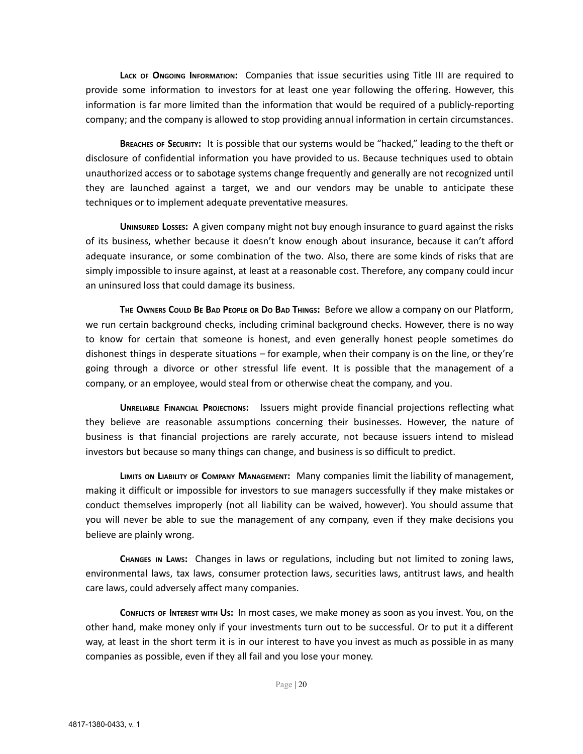**Lack of Ongoing Information:** Companies that issue securities using Title III are required to provide some information to investors for at least one year following the offering. However, this information is far more limited than the information that would be required of a publicly-reporting company; and the company is allowed to stop providing annual information in certain circumstances.

**Breaches of Security:** It is possible that our systems would be "hacked," leading to the theft or disclosure of confidential information you have provided to us. Because techniques used to obtain unauthorized access or to sabotage systems change frequently and generally are not recognized until they are launched against a target, we and our vendors may be unable to anticipate these techniques or to implement adequate preventative measures.

**Uninsured Losses:** A given company might not buy enough insurance to guard against the risks of its business, whether because it doesn't know enough about insurance, because it can't afford adequate insurance, or some combination of the two. Also, there are some kinds of risks that are simply impossible to insure against, at least at a reasonable cost. Therefore, any company could incur an uninsured loss that could damage its business.

**The Owners Could Be Bad People or Do Bad Things:** Before we allow a company on our Platform, we run certain background checks, including criminal background checks. However, there is no way to know for certain that someone is honest, and even generally honest people sometimes do dishonest things in desperate situations – for example, when their company is on the line, or they're going through a divorce or other stressful life event. It is possible that the management of a company, or an employee, would steal from or otherwise cheat the company, and you.

**Unreliable Financial Projections:** Issuers might provide financial projections reflecting what they believe are reasonable assumptions concerning their businesses. However, the nature of business is that financial projections are rarely accurate, not because issuers intend to mislead investors but because so many things can change, and business is so difficult to predict.

**Limits on Liability of Company Management:** Many companies limit the liability of management, making it difficult or impossible for investors to sue managers successfully if they make mistakes or conduct themselves improperly (not all liability can be waived, however). You should assume that you will never be able to sue the management of any company, even if they make decisions you believe are plainly wrong.

**Changes in Laws:** Changes in laws or regulations, including but not limited to zoning laws, environmental laws, tax laws, consumer protection laws, securities laws, antitrust laws, and health care laws, could adversely affect many companies.

**Conflicts of Interest with Us:** In most cases, we make money as soon as you invest. You, on the other hand, make money only if your investments turn out to be successful. Or to put it a different way, at least in the short term it is in our interest to have you invest as much as possible in as many companies as possible, even if they all fail and you lose your money.

4817-1380-0433, v. 1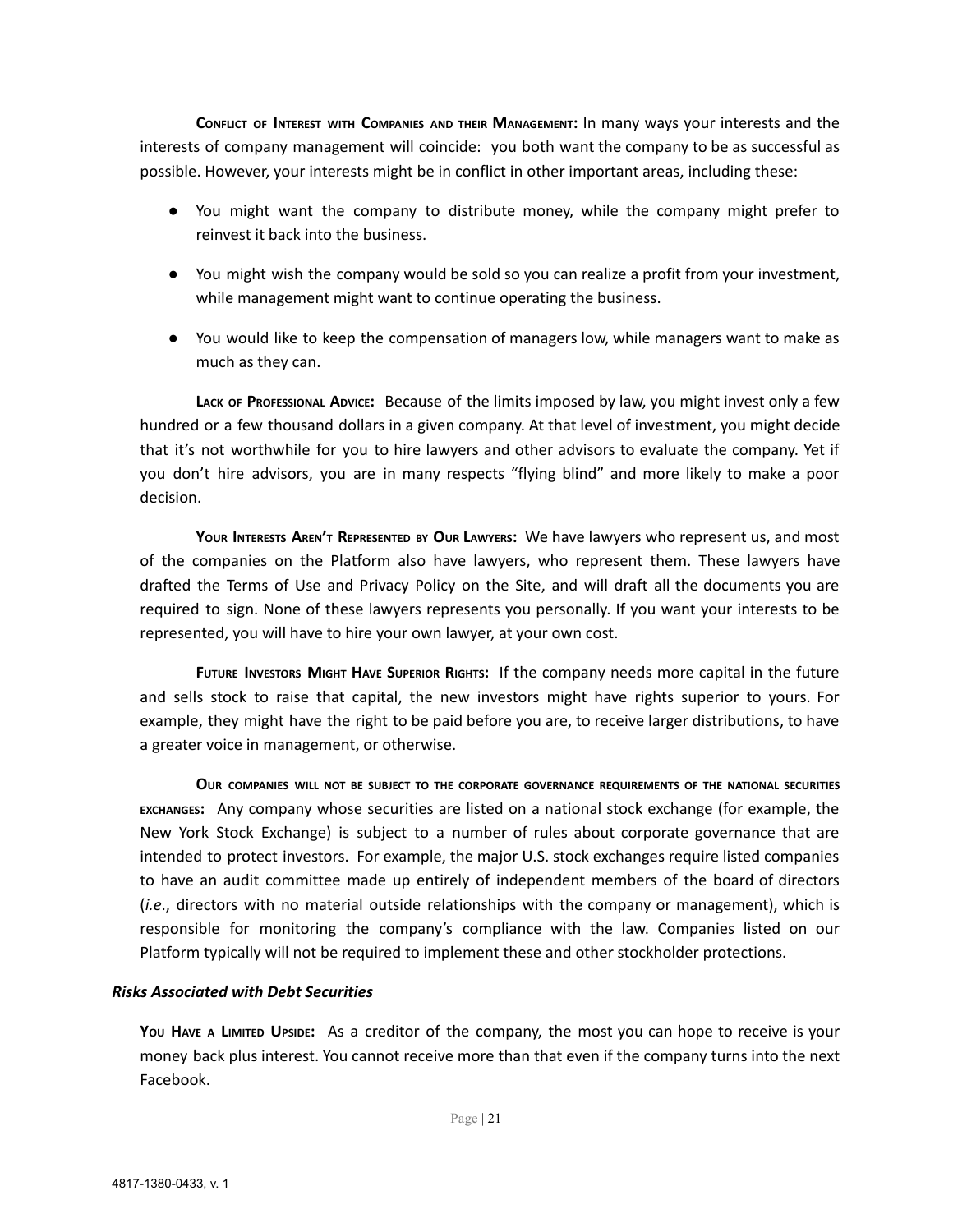**Conflict of Interest with Companies and their Management:** In many ways your interests and the interests of company management will coincide: you both want the company to be as successful as possible. However, your interests might be in conflict in other important areas, including these:

- You might want the company to distribute money, while the company might prefer to reinvest it back into the business.
- You might wish the company would be sold so you can realize a profit from your investment, while management might want to continue operating the business.
- You would like to keep the compensation of managers low, while managers want to make as much as they can.

**Lack of Professional Advice:** Because of the limits imposed by law, you might invest only a few hundred or a few thousand dollars in a given company. At that level of investment, you might decide that it's not worthwhile for you to hire lawyers and other advisors to evaluate the company. Yet if you don't hire advisors, you are in many respects "flying blind" and more likely to make a poor decision.

**Your Interests Aren't Represented by Our Lawyers:** We have lawyers who represent us, and most of the companies on the Platform also have lawyers, who represent them. These lawyers have drafted the Terms of Use and Privacy Policy on the Site, and will draft all the documents you are required to sign. None of these lawyers represents you personally. If you want your interests to be represented, you will have to hire your own lawyer, at your own cost.

**Future Investors Might Have Superior Rights:** If the company needs more capital in the future and sells stock to raise that capital, the new investors might have rights superior to yours. For example, they might have the right to be paid before you are, to receive larger distributions, to have a greater voice in management, or otherwise.

**Our companies will not be subject to the corporate governance requirements of the national securities exchanges:** Any company whose securities are listed on a national stock exchange (for example, the New York Stock Exchange) is subject to a number of rules about corporate governance that are intended to protect investors. For example, the major U.S. stock exchanges require listed companies to have an audit committee made up entirely of independent members of the board of directors (*i.e.*, directors with no material outside relationships with the company or management), which is responsible for monitoring the company's compliance with the law. Companies listed on our Platform typically will not be required to implement these and other stockholder protections.

***Risks Associated with Debt Securities***

**You Have a Limited Upside:** As a creditor of the company, the most you can hope to receive is your money back plus interest. You cannot receive more than that even if the company turns into the next Facebook.

4817-1380-0433, v. 1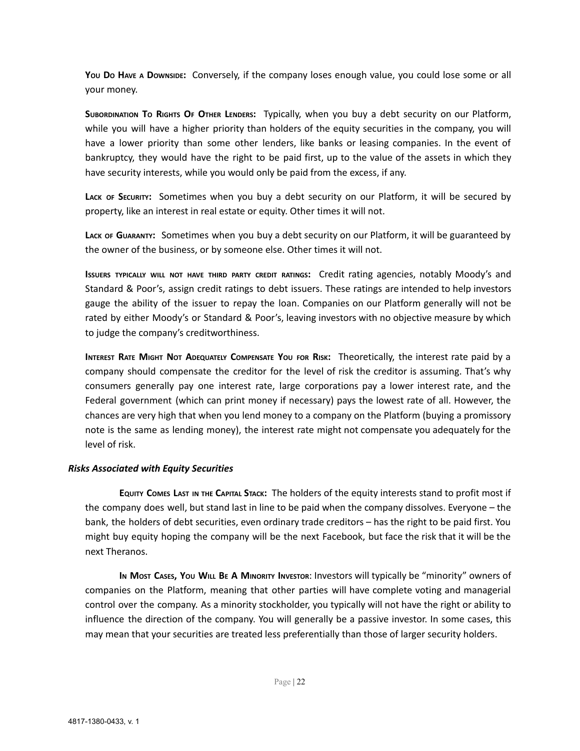**You Do Have a Downside:** Conversely, if the company loses enough value, you could lose some or all your money.

**Subordination To Rights Of Other Lenders:** Typically, when you buy a debt security on our Platform, while you will have a higher priority than holders of the equity securities in the company, you will have a lower priority than some other lenders, like banks or leasing companies. In the event of bankruptcy, they would have the right to be paid first, up to the value of the assets in which they have security interests, while you would only be paid from the excess, if any.

**Lack of Security:** Sometimes when you buy a debt security on our Platform, it will be secured by property, like an interest in real estate or equity. Other times it will not.

**Lack of Guaranty:** Sometimes when you buy a debt security on our Platform, it will be guaranteed by the owner of the business, or by someone else. Other times it will not.

**Issuers typically will not have third party credit ratings:** Credit rating agencies, notably Moody's and Standard & Poor's, assign credit ratings to debt issuers. These ratings are intended to help investors gauge the ability of the issuer to repay the loan. Companies on our Platform generally will not be rated by either Moody's or Standard & Poor's, leaving investors with no objective measure by which to judge the company's creditworthiness.

**Interest Rate Might Not Adequately Compensate You for Risk:** Theoretically, the interest rate paid by a company should compensate the creditor for the level of risk the creditor is assuming. That's why consumers generally pay one interest rate, large corporations pay a lower interest rate, and the Federal government (which can print money if necessary) pays the lowest rate of all. However, the chances are very high that when you lend money to a company on the Platform (buying a promissory note is the same as lending money), the interest rate might not compensate you adequately for the level of risk.

### *Risks Associated with Equity Securities*

**Equity Comes Last in the Capital Stack:** The holders of the equity interests stand to profit most if the company does well, but stand last in line to be paid when the company dissolves. Everyone – the bank, the holders of debt securities, even ordinary trade creditors – has the right to be paid first. You might buy equity hoping the company will be the next Facebook, but face the risk that it will be the next Theranos.

**In Most Cases, You Will Be A Minority Investor**: Investors will typically be "minority" owners of companies on the Platform, meaning that other parties will have complete voting and managerial control over the company. As a minority stockholder, you typically will not have the right or ability to influence the direction of the company. You will generally be a passive investor. In some cases, this may mean that your securities are treated less preferentially than those of larger security holders.

4817-1380-0433, v. 1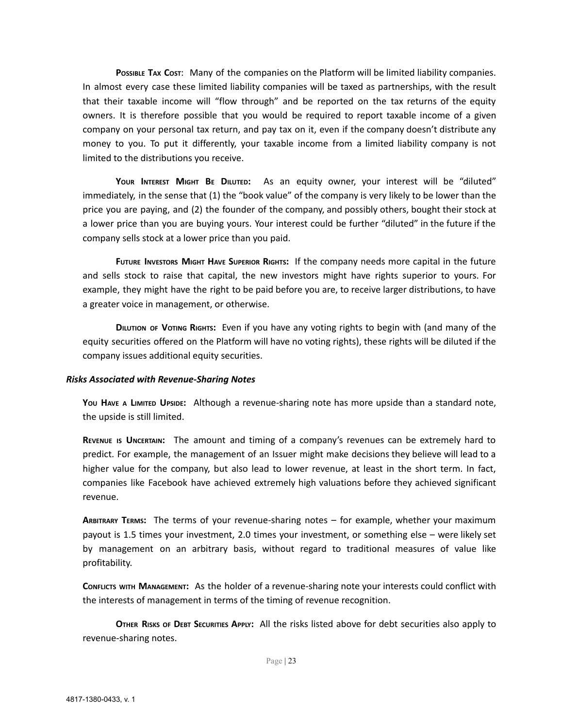**Possible Tax Cost**: Many of the companies on the Platform will be limited liability companies. In almost every case these limited liability companies will be taxed as partnerships, with the result that their taxable income will "flow through" and be reported on the tax returns of the equity owners. It is therefore possible that you would be required to report taxable income of a given company on your personal tax return, and pay tax on it, even if the company doesn't distribute any money to you. To put it differently, your taxable income from a limited liability company is not limited to the distributions you receive.

**Your Interest Might Be Diluted:** As an equity owner, your interest will be "diluted" immediately, in the sense that (1) the "book value" of the company is very likely to be lower than the price you are paying, and (2) the founder of the company, and possibly others, bought their stock at a lower price than you are buying yours. Your interest could be further "diluted" in the future if the company sells stock at a lower price than you paid.

**Future Investors Might Have Superior Rights:** If the company needs more capital in the future and sells stock to raise that capital, the new investors might have rights superior to yours. For example, they might have the right to be paid before you are, to receive larger distributions, to have a greater voice in management, or otherwise.

**Dilution of Voting Rights:** Even if you have any voting rights to begin with (and many of the equity securities offered on the Platform will have no voting rights), these rights will be diluted if the company issues additional equity securities.

***Risks Associated with Revenue-Sharing Notes***

**You Have a Limited Upside:** Although a revenue-sharing note has more upside than a standard note, the upside is still limited.

**Revenue is Uncertain:** The amount and timing of a company's revenues can be extremely hard to predict. For example, the management of an Issuer might make decisions they believe will lead to a higher value for the company, but also lead to lower revenue, at least in the short term. In fact, companies like Facebook have achieved extremely high valuations before they achieved significant revenue.

**Arbitrary Terms:** The terms of your revenue-sharing notes – for example, whether your maximum payout is 1.5 times your investment, 2.0 times your investment, or something else – were likely set by management on an arbitrary basis, without regard to traditional measures of value like profitability.

**Conflicts with Management:** As the holder of a revenue-sharing note your interests could conflict with the interests of management in terms of the timing of revenue recognition.

**Other Risks of Debt Securities Apply:** All the risks listed above for debt securities also apply to revenue-sharing notes.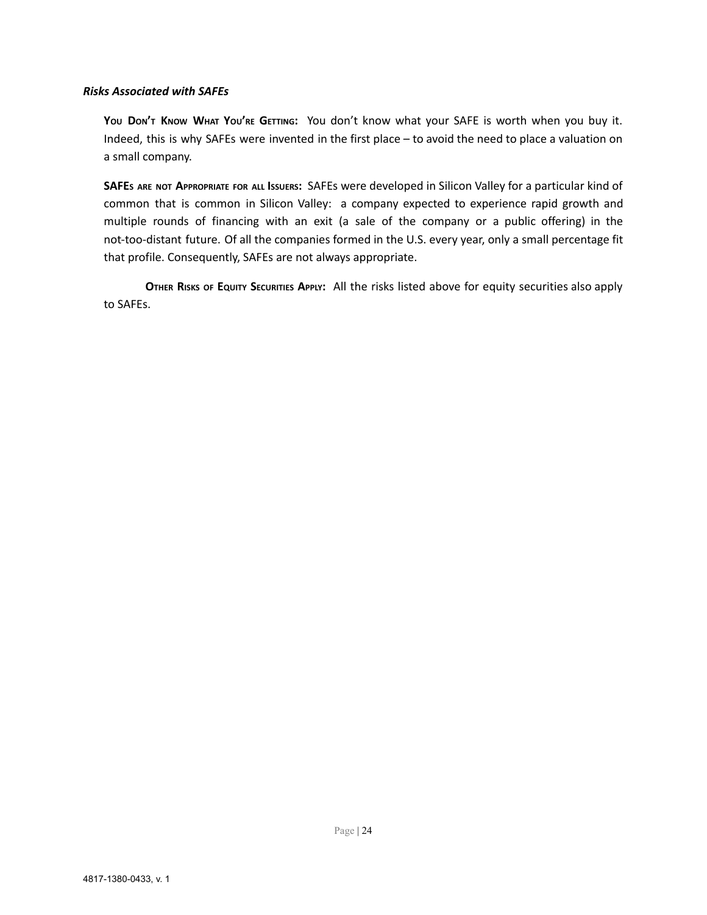***Risks Associated with SAFEs***

**YOU DON'T KNOW WHAT YOU'RE GETTING:** You don't know what your SAFE is worth when you buy it. Indeed, this is why SAFEs were invented in the first place – to avoid the need to place a valuation on a small company.

**SAFES ARE NOT APPROPRIATE FOR ALL ISSUERS:** SAFEs were developed in Silicon Valley for a particular kind of common that is common in Silicon Valley: a company expected to experience rapid growth and multiple rounds of financing with an exit (a sale of the company or a public offering) in the not-too-distant future. Of all the companies formed in the U.S. every year, only a small percentage fit that profile. Consequently, SAFEs are not always appropriate.

**OTHER RISKS OF EQUITY SECURITIES APPLY:** All the risks listed above for equity securities also apply to SAFEs.